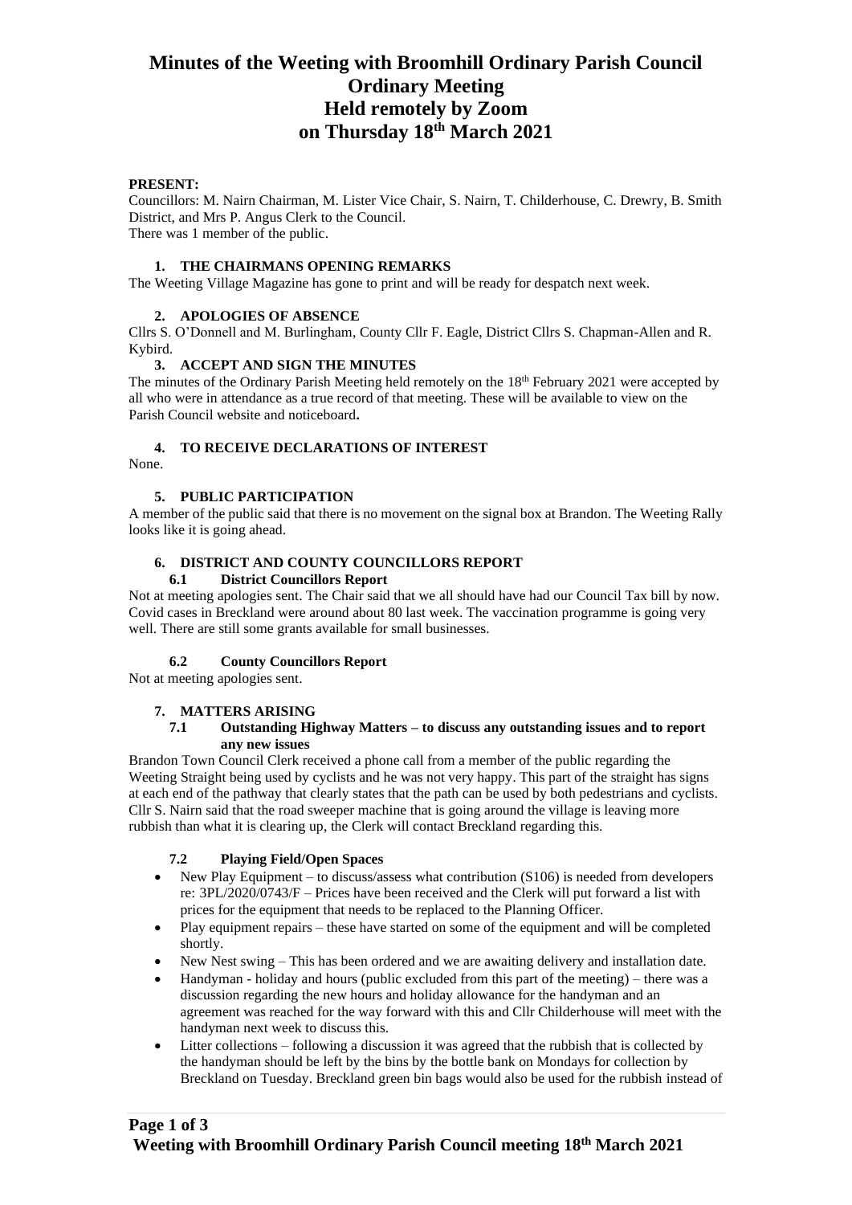# Minutes of the Weeting with Broomhill Ordinary Parish Council Ordinary Meeting Held remotely by Zoom on Thursday 18th March 2021

**PRESENT:**

Councillors: M. Nairn Chairman, M. Lister Vice Chair, S. Nairn, T. Childerhouse, C. Drewry, B. Smith District, and Mrs P. Angus Clerk to the Council.

There was 1 member of the public.

## 1. THE CHAIRMANS OPENING REMARKS

The Weeting Village Magazine has gone to print and will be ready for despatch next week.

## 2. APOLOGIES OF ABSENCE

Cllrs S. O'Donnell and M. Burlingham, County Cllr F. Eagle, District Cllrs S. Chapman-Allen and R. Kybird.

## 3. ACCEPT AND SIGN THE MINUTES

The minutes of the Ordinary Parish Meeting held remotely on the 18th February 2021 were accepted by all who were in attendance as a true record of that meeting. These will be available to view on the Parish Council website and noticeboard**.**

## 4. TO RECEIVE DECLARATIONS OF INTEREST

None.

## 5. PUBLIC PARTICIPATION

A member of the public said that there is no movement on the signal box at Brandon. The Weeting Rally looks like it is going ahead.

## 6. DISTRICT AND COUNTY COUNCILLORS REPORT

### 6.1 District Councillors Report

Not at meeting apologies sent. The Chair said that we all should have had our Council Tax bill by now. Covid cases in Breckland were around about 80 last week. The vaccination programme is going very well. There are still some grants available for small businesses.

### 6.2 County Councillors Report

Not at meeting apologies sent.

## 7. MATTERS ARISING

### 7.1 Outstanding Highway Matters – to discuss any outstanding issues and to report any new issues

Brandon Town Council Clerk received a phone call from a member of the public regarding the Weeting Straight being used by cyclists and he was not very happy. This part of the straight has signs at each end of the pathway that clearly states that the path can be used by both pedestrians and cyclists. Cllr S. Nairn said that the road sweeper machine that is going around the village is leaving more rubbish than what it is clearing up, the Clerk will contact Breckland regarding this.

### 7.2 Playing Field/Open Spaces

- New Play Equipment – to discuss/assess what contribution (S106) is needed from developers re: 3PL/2020/0743/F – Prices have been received and the Clerk will put forward a list with prices for the equipment that needs to be replaced to the Planning Officer.
- Play equipment repairs – these have started on some of the equipment and will be completed shortly.
- New Nest swing – This has been ordered and we are awaiting delivery and installation date.
- Handyman - holiday and hours (public excluded from this part of the meeting) – there was a discussion regarding the new hours and holiday allowance for the handyman and an agreement was reached for the way forward with this and Cllr Childerhouse will meet with the handyman next week to discuss this.
- Litter collections – following a discussion it was agreed that the rubbish that is collected by the handyman should be left by the bins by the bottle bank on Mondays for collection by Breckland on Tuesday. Breckland green bin bags would also be used for the rubbish instead of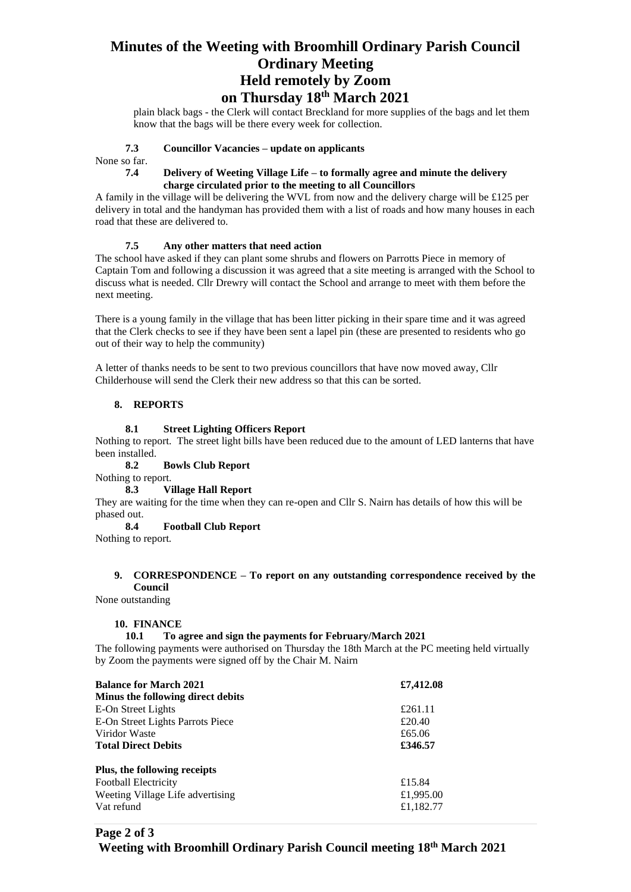plain black bags - the Clerk will contact Breckland for more supplies of the bags and let them know that the bags will be there every week for collection.

**7.3 Councillor Vacancies – update on applicants**

None so far.

**7.4 Delivery of Weeting Village Life – to formally agree and minute the delivery charge circulated prior to the meeting to all Councillors**

A family in the village will be delivering the WVL from now and the delivery charge will be £125 per delivery in total and the handyman has provided them with a list of roads and how many houses in each road that these are delivered to.

**7.5 Any other matters that need action**

The school have asked if they can plant some shrubs and flowers on Parrotts Piece in memory of Captain Tom and following a discussion it was agreed that a site meeting is arranged with the School to discuss what is needed. Cllr Drewry will contact the School and arrange to meet with them before the next meeting.

There is a young family in the village that has been litter picking in their spare time and it was agreed that the Clerk checks to see if they have been sent a lapel pin (these are presented to residents who go out of their way to help the community)

A letter of thanks needs to be sent to two previous councillors that have now moved away, Cllr Childerhouse will send the Clerk their new address so that this can be sorted.

## 8. REPORTS

**8.1 Street Lighting Officers Report**

Nothing to report. The street light bills have been reduced due to the amount of LED lanterns that have been installed.

**8.2 Bowls Club Report**

Nothing to report.

**8.3 Village Hall Report**

They are waiting for the time when they can re-open and Cllr S. Nairn has details of how this will be phased out.

**8.4 Football Club Report**

Nothing to report.

## 9. CORRESPONDENCE – To report on any outstanding correspondence received by the Council

None outstanding

## 10. FINANCE

**10.1 To agree and sign the payments for February/March 2021**

The following payments were authorised on Thursday the 18th March at the PC meeting held virtually by Zoom the payments were signed off by the Chair M. Nairn

| **Balance for March 2021** | **£7,412.08** |
|---|---|
| **Minus the following direct debits** | |
| E-On Street Lights | £261.11 |
| E-On Street Lights Parrots Piece | £20.40 |
| Viridor Waste | £65.06 |
| **Total Direct Debits** | **£346.57** |
| | |
| **Plus, the following receipts** | |
| Football Electricity | £15.84 |
| Weeting Village Life advertising | £1,995.00 |
| Vat refund | £1,182.77 |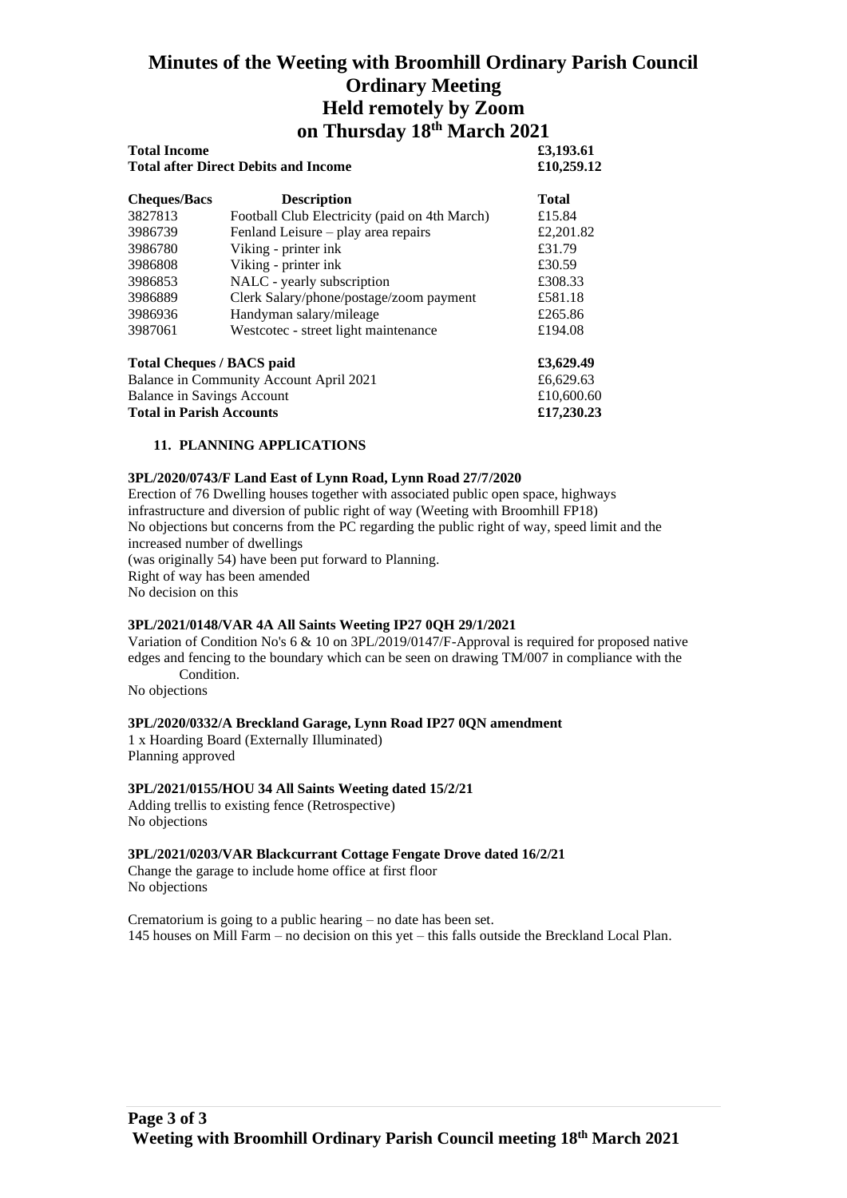# Minutes of the Weeting with Broomhill Ordinary Parish Council
# Ordinary Meeting
# Held remotely by Zoom
# on Thursday 18th March 2021

| | | |
|---|---|---|
| **Total Income** | | **£3,193.61** |
| **Total after Direct Debits and Income** | | **£10,259.12** |
| **Cheques/Bacs** | **Description** | **Total** |
| 3827813 | Football Club Electricity (paid on 4th March) | £15.84 |
| 3986739 | Fenland Leisure – play area repairs | £2,201.82 |
| 3986780 | Viking - printer ink | £31.79 |
| 3986808 | Viking - printer ink | £30.59 |
| 3986853 | NALC - yearly subscription | £308.33 |
| 3986889 | Clerk Salary/phone/postage/zoom payment | £581.18 |
| 3986936 | Handyman salary/mileage | £265.86 |
| 3987061 | Westcotec - street light maintenance | £194.08 |
| **Total Cheques / BACS paid** | | **£3,629.49** |
| Balance in Community Account April 2021 | | £6,629.63 |
| Balance in Savings Account | | £10,600.60 |
| **Total in Parish Accounts** | | **£17,230.23** |

**11. PLANNING APPLICATIONS**

**3PL/2020/0743/F Land East of Lynn Road, Lynn Road 27/7/2020**

Erection of 76 Dwelling houses together with associated public open space, highways infrastructure and diversion of public right of way (Weeting with Broomhill FP18)
No objections but concerns from the PC regarding the public right of way, speed limit and the increased number of dwellings
(was originally 54) have been put forward to Planning.
Right of way has been amended
No decision on this

**3PL/2021/0148/VAR 4A All Saints Weeting IP27 0QH 29/1/2021**

Variation of Condition No's 6 & 10 on 3PL/2019/0147/F-Approval is required for proposed native edges and fencing to the boundary which can be seen on drawing TM/007 in compliance with the Condition.
No objections

**3PL/2020/0332/A Breckland Garage, Lynn Road IP27 0QN amendment**

1 x Hoarding Board (Externally Illuminated)
Planning approved

**3PL/2021/0155/HOU 34 All Saints Weeting dated 15/2/21**

Adding trellis to existing fence (Retrospective)
No objections

**3PL/2021/0203/VAR Blackcurrant Cottage Fengate Drove dated 16/2/21**

Change the garage to include home office at first floor
No objections

Crematorium is going to a public hearing – no date has been set.
145 houses on Mill Farm – no decision on this yet – this falls outside the Breckland Local Plan.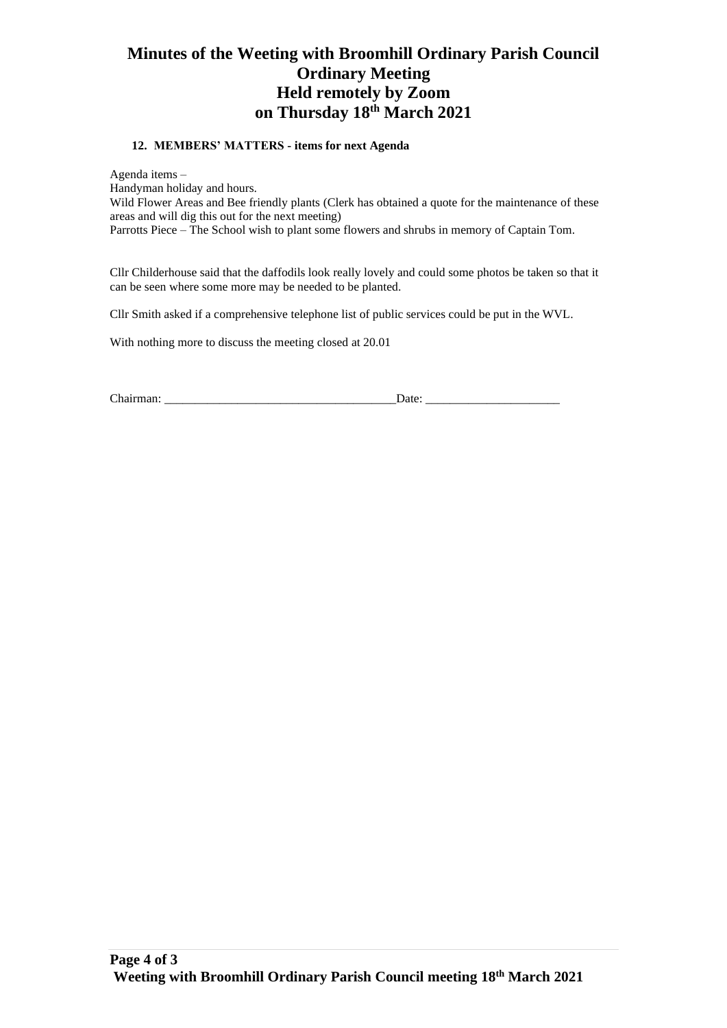# Minutes of the Weeting with Broomhill Ordinary Parish Council Ordinary Meeting Held remotely by Zoom on Thursday 18th March 2021

**12. MEMBERS' MATTERS - items for next Agenda**

Agenda items –

Handyman holiday and hours.

Wild Flower Areas and Bee friendly plants (Clerk has obtained a quote for the maintenance of these areas and will dig this out for the next meeting)

Parrotts Piece – The School wish to plant some flowers and shrubs in memory of Captain Tom.

Cllr Childerhouse said that the daffodils look really lovely and could some photos be taken so that it can be seen where some more may be needed to be planted.

Cllr Smith asked if a comprehensive telephone list of public services could be put in the WVL.

With nothing more to discuss the meeting closed at 20.01

Chairman: \_\_\_\_\_\_\_\_\_\_\_\_\_\_\_\_\_\_\_\_\_\_\_\_\_\_\_\_\_\_\_\_\_\_\_\_\_\_Date: \_\_\_\_\_\_\_\_\_\_\_\_\_\_\_\_\_\_\_\_\_\_